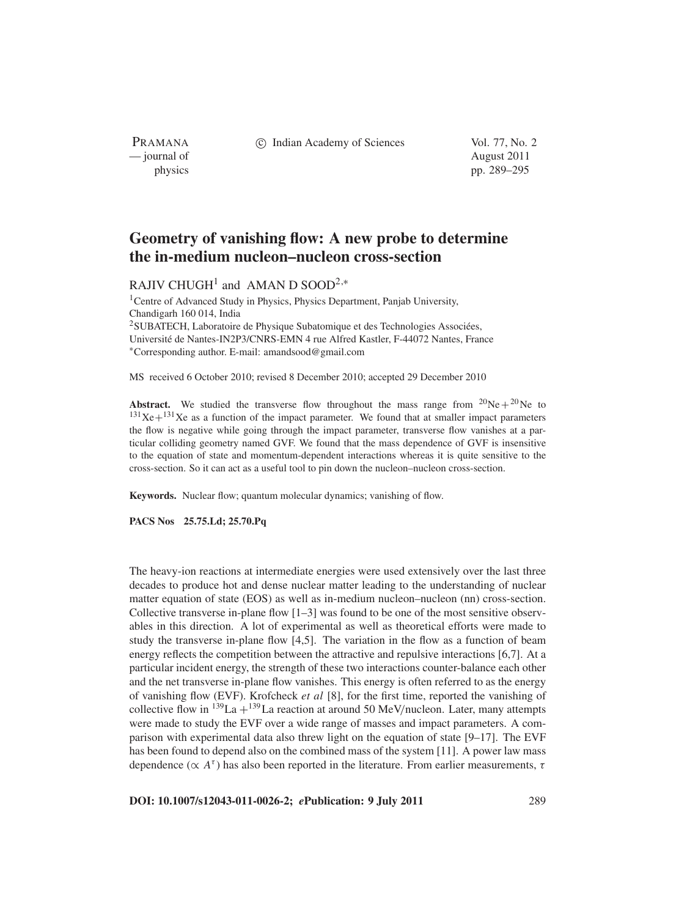# Geometry of vanishing flow: A new probe to determine the in-medium nucleon–nucleon cross-section

RAJIV CHUGH[1] and AMAN D SOOD[2,*]

[1]Centre of Advanced Study in Physics, Physics Department, Panjab University, Chandigarh 160 014, India

[2]SUBATECH, Laboratoire de Physique Subatomique et des Technologies Associées, Université de Nantes-IN2P3/CNRS-EMN 4 rue Alfred Kastler, F-44072 Nantes, France

*Corresponding author. E-mail: amandsood@gmail.com

MS received 6 October 2010; revised 8 December 2010; accepted 29 December 2010

**Abstract.** We studied the transverse flow throughout the mass range from $^{20}$Ne + $^{20}$Ne to $^{131}$Xe+$^{131}$Xe as a function of the impact parameter. We found that at smaller impact parameters the flow is negative while going through the impact parameter, transverse flow vanishes at a particular colliding geometry named GVF. We found that the mass dependence of GVF is insensitive to the equation of state and momentum-dependent interactions whereas it is quite sensitive to the cross-section. So it can act as a useful tool to pin down the nucleon–nucleon cross-section.

**Keywords.** Nuclear flow; quantum molecular dynamics; vanishing of flow.

**PACS Nos** 25.75.Ld; 25.70.Pq

The heavy-ion reactions at intermediate energies were used extensively over the last three decades to produce hot and dense nuclear matter leading to the understanding of nuclear matter equation of state (EOS) as well as in-medium nucleon–nucleon (nn) cross-section. Collective transverse in-plane flow [1–3] was found to be one of the most sensitive observables in this direction. A lot of experimental as well as theoretical efforts were made to study the transverse in-plane flow [4,5]. The variation in the flow as a function of beam energy reflects the competition between the attractive and repulsive interactions [6,7]. At a particular incident energy, the strength of these two interactions counter-balance each other and the net transverse in-plane flow vanishes. This energy is often referred to as the energy of vanishing flow (EVF). Krofcheck *et al* [8], for the first time, reported the vanishing of collective flow in $^{139}$La + $^{139}$La reaction at around 50 MeV/nucleon. Later, many attempts were made to study the EVF over a wide range of masses and impact parameters. A comparison with experimental data also threw light on the equation of state [9–17]. The EVF has been found to depend also on the combined mass of the system [11]. A power law mass dependence ($\propto A^{\tau}$) has also been reported in the literature. From earlier measurements, $\tau$

**DOI: 10.1007/s12043-011-0026-2; ePublication: 9 July 2011**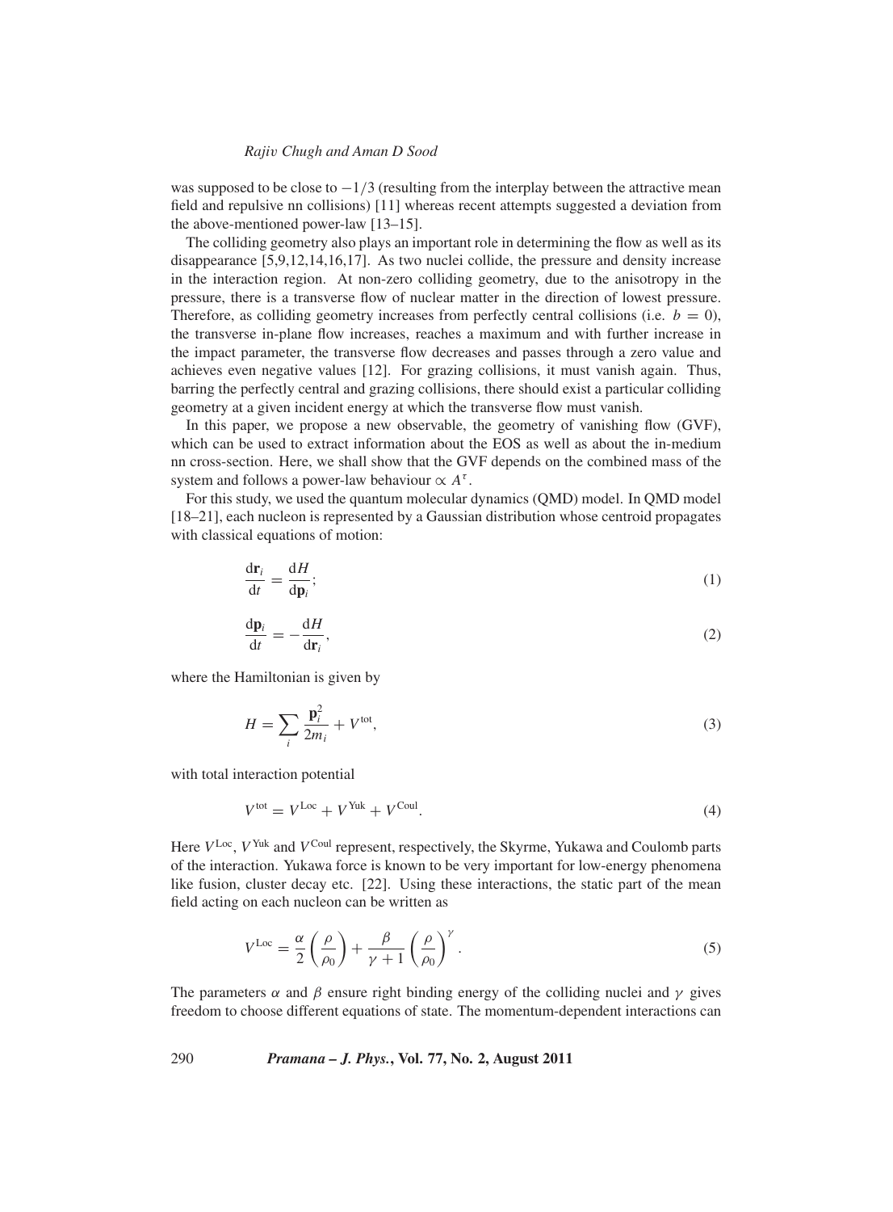was supposed to be close to $-1/3$ (resulting from the interplay between the attractive mean field and repulsive nn collisions) [11] whereas recent attempts suggested a deviation from the above-mentioned power-law [13–15].

The colliding geometry also plays an important role in determining the flow as well as its disappearance [5,9,12,14,16,17]. As two nuclei collide, the pressure and density increase in the interaction region. At non-zero colliding geometry, due to the anisotropy in the pressure, there is a transverse flow of nuclear matter in the direction of lowest pressure. Therefore, as colliding geometry increases from perfectly central collisions (i.e. $b = 0$), the transverse in-plane flow increases, reaches a maximum and with further increase in the impact parameter, the transverse flow decreases and passes through a zero value and achieves even negative values [12]. For grazing collisions, it must vanish again. Thus, barring the perfectly central and grazing collisions, there should exist a particular colliding geometry at a given incident energy at which the transverse flow must vanish.

In this paper, we propose a new observable, the geometry of vanishing flow (GVF), which can be used to extract information about the EOS as well as about the in-medium nn cross-section. Here, we shall show that the GVF depends on the combined mass of the system and follows a power-law behaviour $\propto A^{\tau}$.

For this study, we used the quantum molecular dynamics (QMD) model. In QMD model [18–21], each nucleon is represented by a Gaussian distribution whose centroid propagates with classical equations of motion:

$$\frac{\mathrm{d}\mathbf{r}_i}{\mathrm{d}t} = \frac{\mathrm{d}H}{\mathrm{d}\mathbf{p}_i}; \tag{1}$$

$$\frac{\mathrm{d}\mathbf{p}_i}{\mathrm{d}t} = -\frac{\mathrm{d}H}{\mathrm{d}\mathbf{r}_i}, \tag{2}$$

where the Hamiltonian is given by

$$H = \sum_i \frac{\mathbf{p}_i^2}{2m_i} + V^{\mathrm{tot}}, \tag{3}$$

with total interaction potential

$$V^{\mathrm{tot}} = V^{\mathrm{Loc}} + V^{\mathrm{Yuk}} + V^{\mathrm{Coul}}. \tag{4}$$

Here $V^{\mathrm{Loc}}$, $V^{\mathrm{Yuk}}$ and $V^{\mathrm{Coul}}$ represent, respectively, the Skyrme, Yukawa and Coulomb parts of the interaction. Yukawa force is known to be very important for low-energy phenomena like fusion, cluster decay etc. [22]. Using these interactions, the static part of the mean field acting on each nucleon can be written as

$$V^{\mathrm{Loc}} = \frac{\alpha}{2}\left(\frac{\rho}{\rho_0}\right) + \frac{\beta}{\gamma+1}\left(\frac{\rho}{\rho_0}\right)^{\gamma}. \tag{5}$$

The parameters $\alpha$ and $\beta$ ensure right binding energy of the colliding nuclei and $\gamma$ gives freedom to choose different equations of state. The momentum-dependent interactions can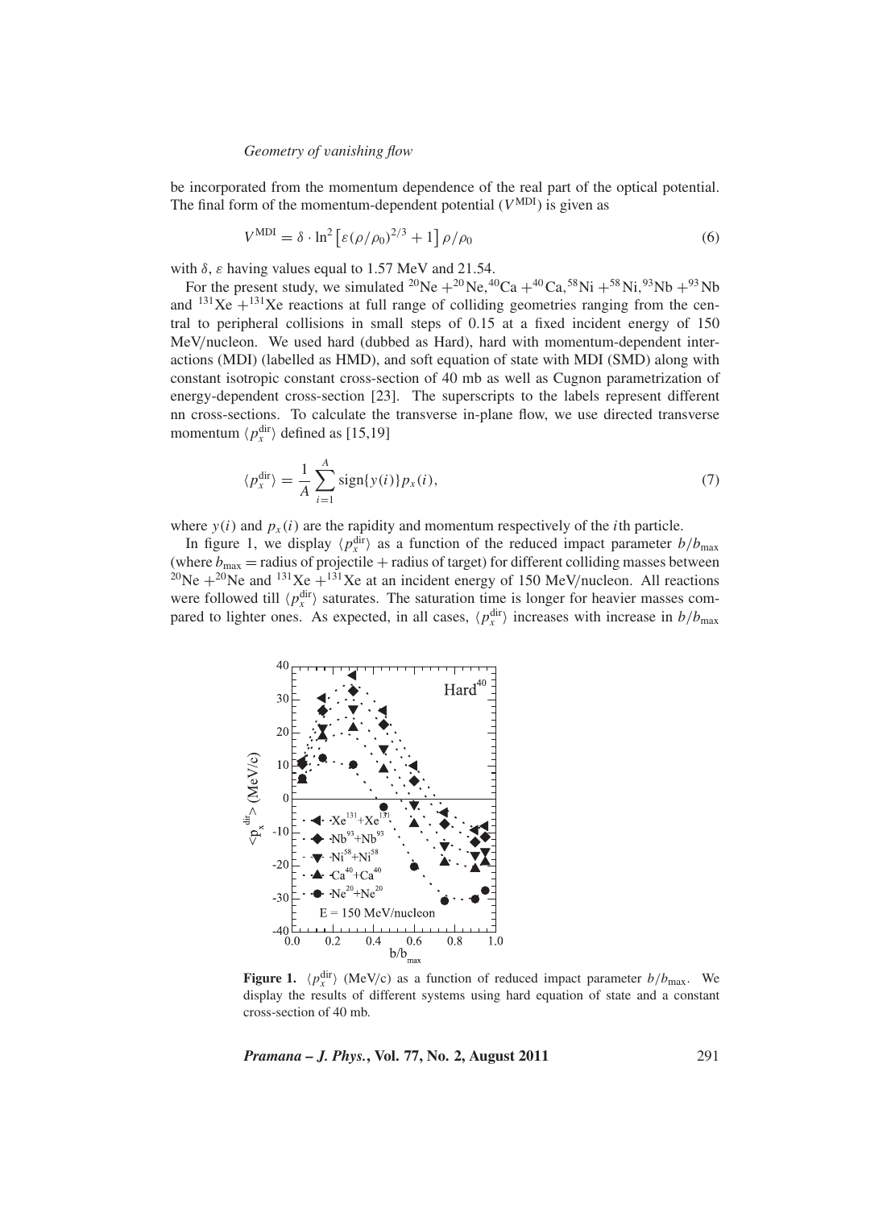be incorporated from the momentum dependence of the real part of the optical potential. The final form of the momentum-dependent potential ($V^{\text{MDI}}$) is given as

$$V^{\text{MDI}} = \delta \cdot \ln^2 \left[\varepsilon(\rho/\rho_0)^{2/3} + 1\right] \rho/\rho_0 \tag{6}$$

with $\delta$, $\varepsilon$ having values equal to 1.57 MeV and 21.54.

For the present study, we simulated $^{20}$Ne +$^{20}$Ne, $^{40}$Ca +$^{40}$Ca, $^{58}$Ni +$^{58}$Ni, $^{93}$Nb +$^{93}$Nb and $^{131}$Xe +$^{131}$Xe reactions at full range of colliding geometries ranging from the central to peripheral collisions in small steps of 0.15 at a fixed incident energy of 150 MeV/nucleon. We used hard (dubbed as Hard), hard with momentum-dependent interactions (MDI) (labelled as HMD), and soft equation of state with MDI (SMD) along with constant isotropic constant cross-section of 40 mb as well as Cugnon parametrization of energy-dependent cross-section [23]. The superscripts to the labels represent different nn cross-sections. To calculate the transverse in-plane flow, we use directed transverse momentum $\langle p_x^{\text{dir}} \rangle$ defined as [15,19]

$$\langle p_x^{\text{dir}} \rangle = \frac{1}{A} \sum_{i=1}^{A} \text{sign}\{y(i)\} p_x(i), \tag{7}$$

where $y(i)$ and $p_x(i)$ are the rapidity and momentum respectively of the $i$th particle.

In figure 1, we display $\langle p_x^{\text{dir}} \rangle$ as a function of the reduced impact parameter $b/b_{\text{max}}$ (where $b_{\text{max}}$ = radius of projectile + radius of target) for different colliding masses between $^{20}$Ne +$^{20}$Ne and $^{131}$Xe +$^{131}$Xe at an incident energy of 150 MeV/nucleon. All reactions were followed till $\langle p_x^{\text{dir}} \rangle$ saturates. The saturation time is longer for heavier masses compared to lighter ones. As expected, in all cases, $\langle p_x^{\text{dir}} \rangle$ increases with increase in $b/b_{\text{max}}$

**Figure 1.** $\langle p_x^{\text{dir}} \rangle$ (MeV/c) as a function of reduced impact parameter $b/b_{\text{max}}$. We display the results of different systems using hard equation of state and a constant cross-section of 40 mb.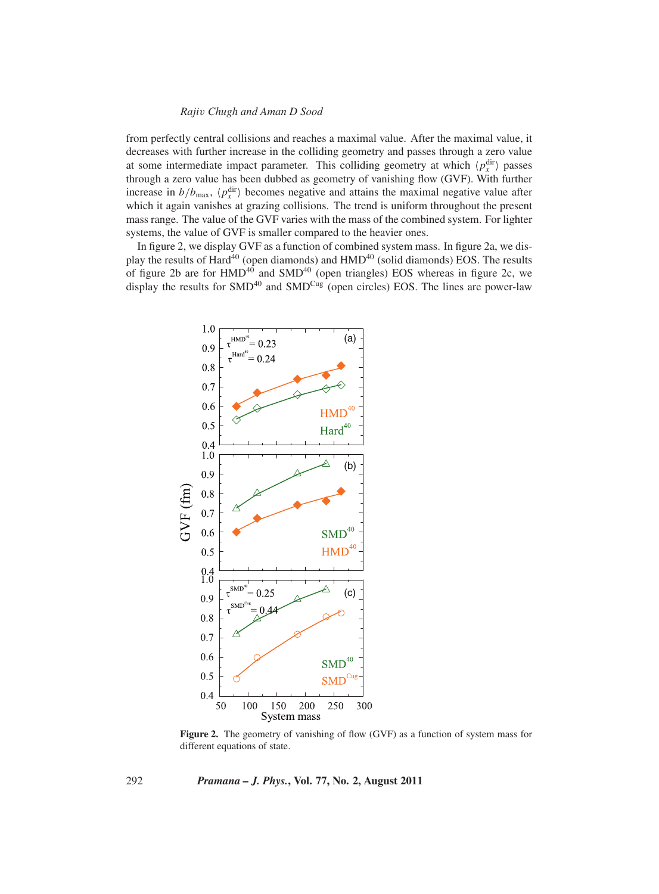from perfectly central collisions and reaches a maximal value. After the maximal value, it decreases with further increase in the colliding geometry and passes through a zero value at some intermediate impact parameter. This colliding geometry at which $\langle p_x^{\rm dir} \rangle$ passes through a zero value has been dubbed as geometry of vanishing flow (GVF). With further increase in $b/b_{\rm max}$, $\langle p_x^{\rm dir} \rangle$ becomes negative and attains the maximal negative value after which it again vanishes at grazing collisions. The trend is uniform throughout the present mass range. The value of the GVF varies with the mass of the combined system. For lighter systems, the value of GVF is smaller compared to the heavier ones.

In figure 2, we display GVF as a function of combined system mass. In figure 2a, we display the results of Hard$^{40}$ (open diamonds) and HMD$^{40}$ (solid diamonds) EOS. The results of figure 2b are for HMD$^{40}$ and SMD$^{40}$ (open triangles) EOS whereas in figure 2c, we display the results for SMD$^{40}$ and SMD$^{\rm Cug}$ (open circles) EOS. The lines are power-law

**Figure 2.** The geometry of vanishing of flow (GVF) as a function of system mass for different equations of state.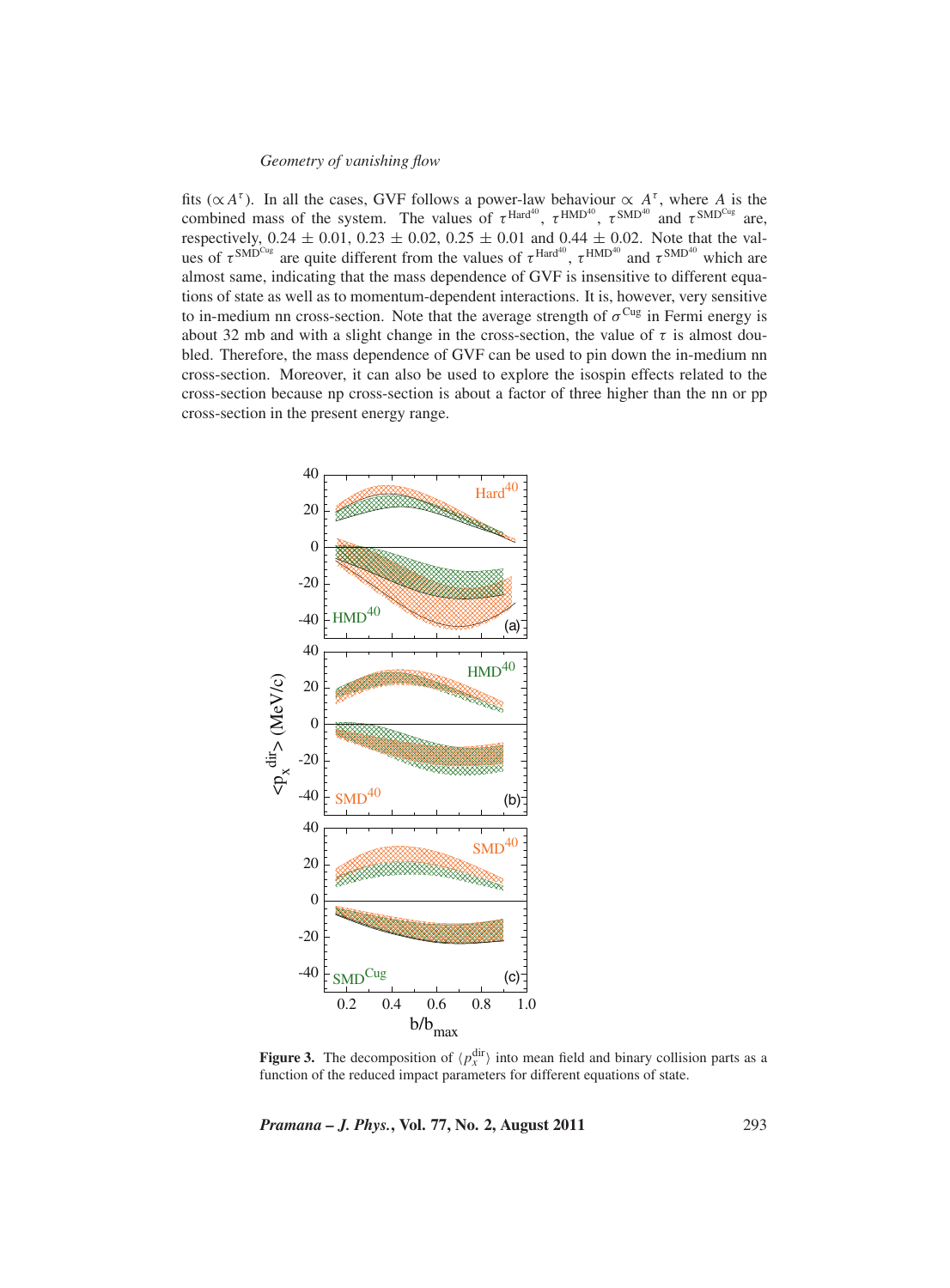fits ($\propto A^{\tau}$). In all the cases, GVF follows a power-law behaviour $\propto A^{\tau}$, where $A$ is the combined mass of the system. The values of $\tau^{\mathrm{Hard}^{40}}$, $\tau^{\mathrm{HMD}^{40}}$, $\tau^{\mathrm{SMD}^{40}}$ and $\tau^{\mathrm{SMD}^{\mathrm{Cug}}}$ are, respectively, $0.24 \pm 0.01$, $0.23 \pm 0.02$, $0.25 \pm 0.01$ and $0.44 \pm 0.02$. Note that the values of $\tau^{\mathrm{SMD}^{\mathrm{Cug}}}$ are quite different from the values of $\tau^{\mathrm{Hard}^{40}}$, $\tau^{\mathrm{HMD}^{40}}$ and $\tau^{\mathrm{SMD}^{40}}$ which are almost same, indicating that the mass dependence of GVF is insensitive to different equations of state as well as to momentum-dependent interactions. It is, however, very sensitive to in-medium nn cross-section. Note that the average strength of $\sigma^{\mathrm{Cug}}$ in Fermi energy is about 32 mb and with a slight change in the cross-section, the value of $\tau$ is almost doubled. Therefore, the mass dependence of GVF can be used to pin down the in-medium nn cross-section. Moreover, it can also be used to explore the isospin effects related to the cross-section because np cross-section is about a factor of three higher than the nn or pp cross-section in the present energy range.

**Figure 3.** The decomposition of $\langle p_x^{\mathrm{dir}} \rangle$ into mean field and binary collision parts as a function of the reduced impact parameters for different equations of state.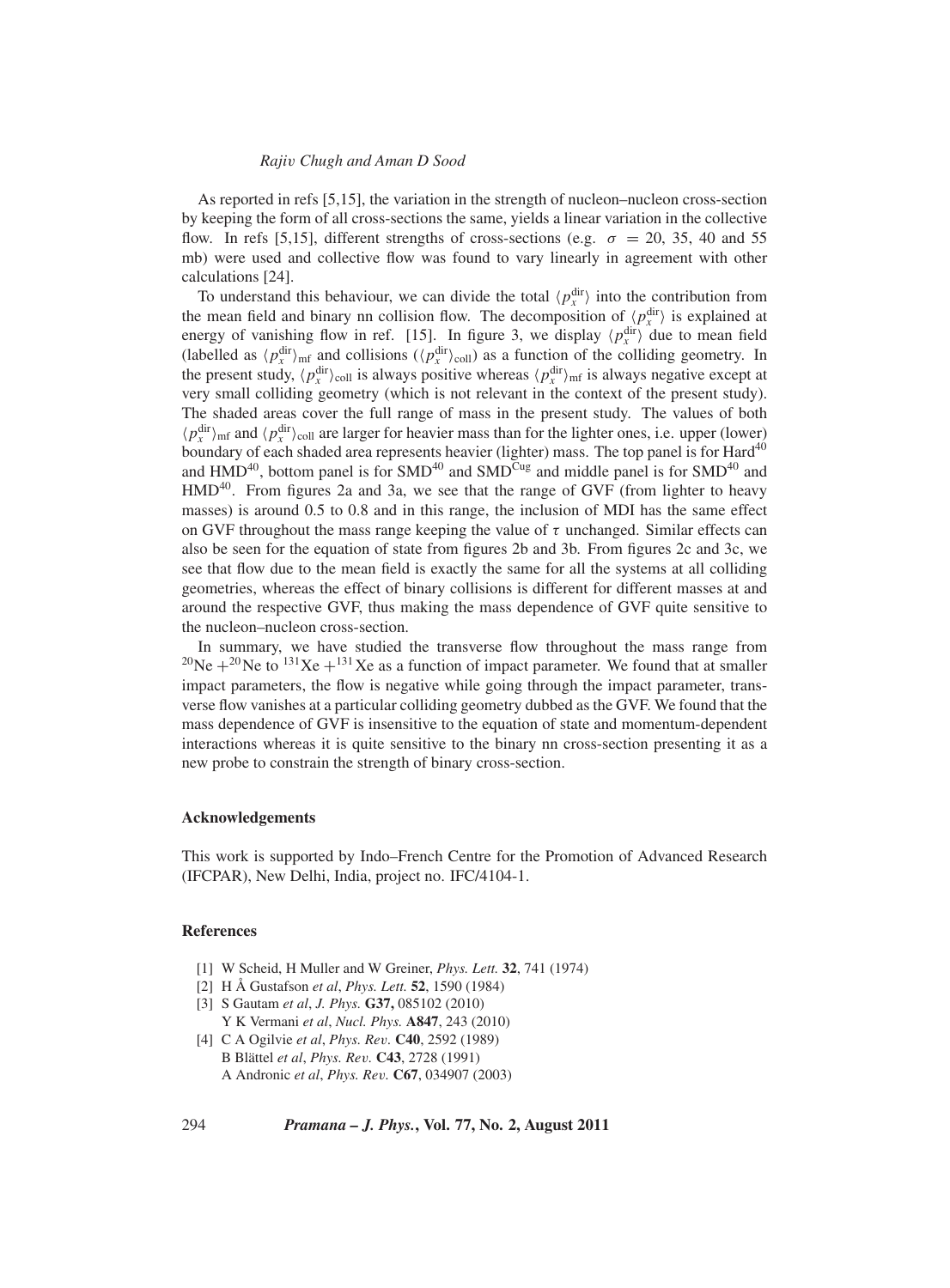As reported in refs [5,15], the variation in the strength of nucleon–nucleon cross-section by keeping the form of all cross-sections the same, yields a linear variation in the collective flow. In refs [5,15], different strengths of cross-sections (e.g. $\sigma = 20$, 35, 40 and 55 mb) were used and collective flow was found to vary linearly in agreement with other calculations [24].

To understand this behaviour, we can divide the total $\langle p_x^{\mathrm{dir}} \rangle$ into the contribution from the mean field and binary nn collision flow. The decomposition of $\langle p_x^{\mathrm{dir}} \rangle$ is explained at energy of vanishing flow in ref. [15]. In figure 3, we display $\langle p_x^{\mathrm{dir}} \rangle$ due to mean field (labelled as $\langle p_x^{\mathrm{dir}} \rangle_{\mathrm{mf}}$ and collisions ($\langle p_x^{\mathrm{dir}} \rangle_{\mathrm{coll}}$) as a function of the colliding geometry. In the present study, $\langle p_x^{\mathrm{dir}} \rangle_{\mathrm{coll}}$ is always positive whereas $\langle p_x^{\mathrm{dir}} \rangle_{\mathrm{mf}}$ is always negative except at very small colliding geometry (which is not relevant in the context of the present study). The shaded areas cover the full range of mass in the present study. The values of both $\langle p_x^{\mathrm{dir}} \rangle_{\mathrm{mf}}$ and $\langle p_x^{\mathrm{dir}} \rangle_{\mathrm{coll}}$ are larger for heavier mass than for the lighter ones, i.e. upper (lower) boundary of each shaded area represents heavier (lighter) mass. The top panel is for $\mathrm{Hard}^{40}$ and $\mathrm{HMD}^{40}$, bottom panel is for $\mathrm{SMD}^{40}$ and $\mathrm{SMD}^{\mathrm{Cug}}$ and middle panel is for $\mathrm{SMD}^{40}$ and $\mathrm{HMD}^{40}$. From figures 2a and 3a, we see that the range of GVF (from lighter to heavy masses) is around 0.5 to 0.8 and in this range, the inclusion of MDI has the same effect on GVF throughout the mass range keeping the value of $\tau$ unchanged. Similar effects can also be seen for the equation of state from figures 2b and 3b. From figures 2c and 3c, we see that flow due to the mean field is exactly the same for all the systems at all colliding geometries, whereas the effect of binary collisions is different for different masses at and around the respective GVF, thus making the mass dependence of GVF quite sensitive to the nucleon–nucleon cross-section.

In summary, we have studied the transverse flow throughout the mass range from $^{20}\mathrm{Ne} + ^{20}\mathrm{Ne}$ to $^{131}\mathrm{Xe} + ^{131}\mathrm{Xe}$ as a function of impact parameter. We found that at smaller impact parameters, the flow is negative while going through the impact parameter, transverse flow vanishes at a particular colliding geometry dubbed as the GVF. We found that the mass dependence of GVF is insensitive to the equation of state and momentum-dependent interactions whereas it is quite sensitive to the binary nn cross-section presenting it as a new probe to constrain the strength of binary cross-section.

## Acknowledgements

This work is supported by Indo–French Centre for the Promotion of Advanced Research (IFCPAR), New Delhi, India, project no. IFC/4104-1.

## References

[1] W Scheid, H Muller and W Greiner, *Phys. Lett.* **32**, 741 (1974)
[2] H Å Gustafson *et al*, *Phys. Lett.* **52**, 1590 (1984)
[3] S Gautam *et al*, *J. Phys.* **G37,** 085102 (2010)
Y K Vermani *et al*, *Nucl. Phys.* **A847**, 243 (2010)
[4] C A Ogilvie *et al*, *Phys. Rev.* **C40**, 2592 (1989)
B Blättel *et al*, *Phys. Rev.* **C43**, 2728 (1991)
A Andronic *et al*, *Phys. Rev.* **C67**, 034907 (2003)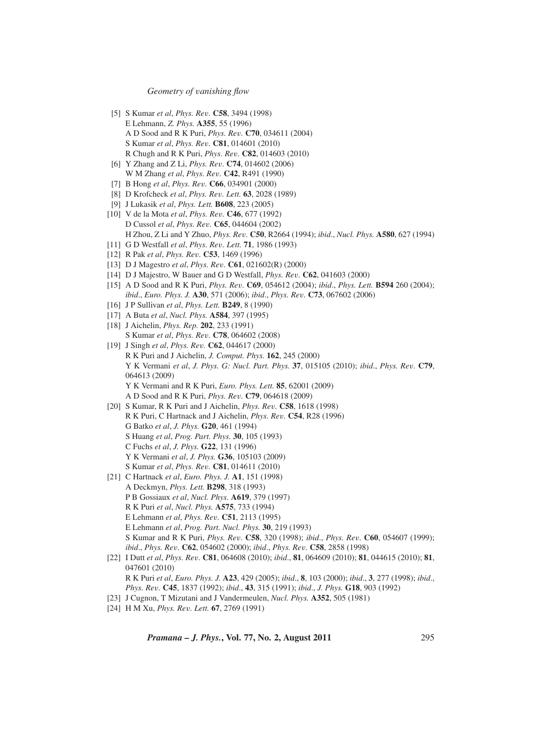[5] S Kumar *et al*, *Phys. Rev.* **C58**, 3494 (1998)
E Lehmann, *Z. Phys.* **A355**, 55 (1996)
A D Sood and R K Puri, *Phys. Rev.* **C70**, 034611 (2004)
S Kumar *et al*, *Phys. Rev.* **C81**, 014601 (2010)
R Chugh and R K Puri, *Phys. Rev.* **C82**, 014603 (2010)

[6] Y Zhang and Z Li, *Phys. Rev.* **C74**, 014602 (2006)
W M Zhang *et al*, *Phys. Rev.* **C42**, R491 (1990)

[7] B Hong *et al*, *Phys. Rev.* **C66**, 034901 (2000)

[8] D Krofcheck *et al*, *Phys. Rev. Lett.* **63**, 2028 (1989)

[9] J Lukasik *et al*, *Phys. Lett.* **B608**, 223 (2005)

[10] V de la Mota *et al*, *Phys. Rev.* **C46**, 677 (1992)
D Cussol *et al*, *Phys. Rev.* **C65**, 044604 (2002)
H Zhou, Z Li and Y Zhuo, *Phys. Rev.* **C50**, R2664 (1994); *ibid*., *Nucl. Phys.* **A580**, 627 (1994)

[11] G D Westfall *et al*, *Phys. Rev. Lett.* **71**, 1986 (1993)

[12] R Pak *et al*, *Phys. Rev.* **C53**, 1469 (1996)

[13] D J Magestro *et al*, *Phys. Rev.* **C61**, 021602(R) (2000)

[14] D J Majestro, W Bauer and G D Westfall, *Phys. Rev.* **C62**, 041603 (2000)

[15] A D Sood and R K Puri, *Phys. Rev.* **C69**, 054612 (2004); *ibid*., *Phys. Lett.* **B594** 260 (2004); *ibid*., *Euro. Phys. J.* **A30**, 571 (2006); *ibid*., *Phys. Rev.* **C73**, 067602 (2006)

[16] J P Sullivan *et al*, *Phys. Lett.* **B249**, 8 (1990)

[17] A Buta *et al*, *Nucl. Phys.* **A584**, 397 (1995)

[18] J Aichelin, *Phys. Rep.* **202**, 233 (1991)
S Kumar *et al*, *Phys. Rev.* **C78**, 064602 (2008)

[19] J Singh *et al*, *Phys. Rev.* **C62**, 044617 (2000)
R K Puri and J Aichelin, *J. Comput. Phys.* **162**, 245 (2000)
Y K Vermani *et al*, *J. Phys. G: Nucl. Part. Phys.* **37**, 015105 (2010); *ibid*., *Phys. Rev.* **C79**, 064613 (2009)
Y K Vermani and R K Puri, *Euro. Phys. Lett.* **85**, 62001 (2009)
A D Sood and R K Puri, *Phys. Rev.* **C79**, 064618 (2009)

[20] S Kumar, R K Puri and J Aichelin, *Phys. Rev.* **C58**, 1618 (1998)
R K Puri, C Hartnack and J Aichelin, *Phys. Rev.* **C54**, R28 (1996)
G Batko *et al*, *J. Phys.* **G20**, 461 (1994)
S Huang *et al*, *Prog. Part. Phys.* **30**, 105 (1993)
C Fuchs *et al*, *J. Phys.* **G22**, 131 (1996)
Y K Vermani *et al*, *J. Phys.* **G36**, 105103 (2009)
S Kumar *et al*, *Phys. Rev.* **C81**, 014611 (2010)

[21] C Hartnack *et al*, *Euro. Phys. J.* **A1**, 151 (1998)
A Deckmyn, *Phys. Lett.* **B298**, 318 (1993)
P B Gossiaux *et al*, *Nucl. Phys.* **A619**, 379 (1997)
R K Puri *et al*, *Nucl. Phys.* **A575**, 733 (1994)
E Lehmann *et al*, *Phys. Rev.* **C51**, 2113 (1995)
E Lehmann *et al*, *Prog. Part. Nucl. Phys.* **30**, 219 (1993)
S Kumar and R K Puri, *Phys. Rev.* **C58**, 320 (1998); *ibid*., *Phys. Rev.* **C60**, 054607 (1999); *ibid*., *Phys. Rev.* **C62**, 054602 (2000); *ibid*., *Phys. Rev.* **C58**, 2858 (1998)

[22] I Dutt *et al*, *Phys. Rev.* **C81**, 064608 (2010); *ibid*., **81**, 064609 (2010); **81**, 044615 (2010); **81**, 047601 (2010)
R K Puri *et al*, *Euro. Phys. J.* **A23**, 429 (2005); *ibid*., **8**, 103 (2000); *ibid*., **3**, 277 (1998); *ibid*., *Phys. Rev.* **C45**, 1837 (1992); *ibid*., **43**, 315 (1991); *ibid*., *J. Phys.* **G18**, 903 (1992)

[23] J Cugnon, T Mizutani and J Vandermeulen, *Nucl. Phys.* **A352**, 505 (1981)

[24] H M Xu, *Phys. Rev. Lett.* **67**, 2769 (1991)